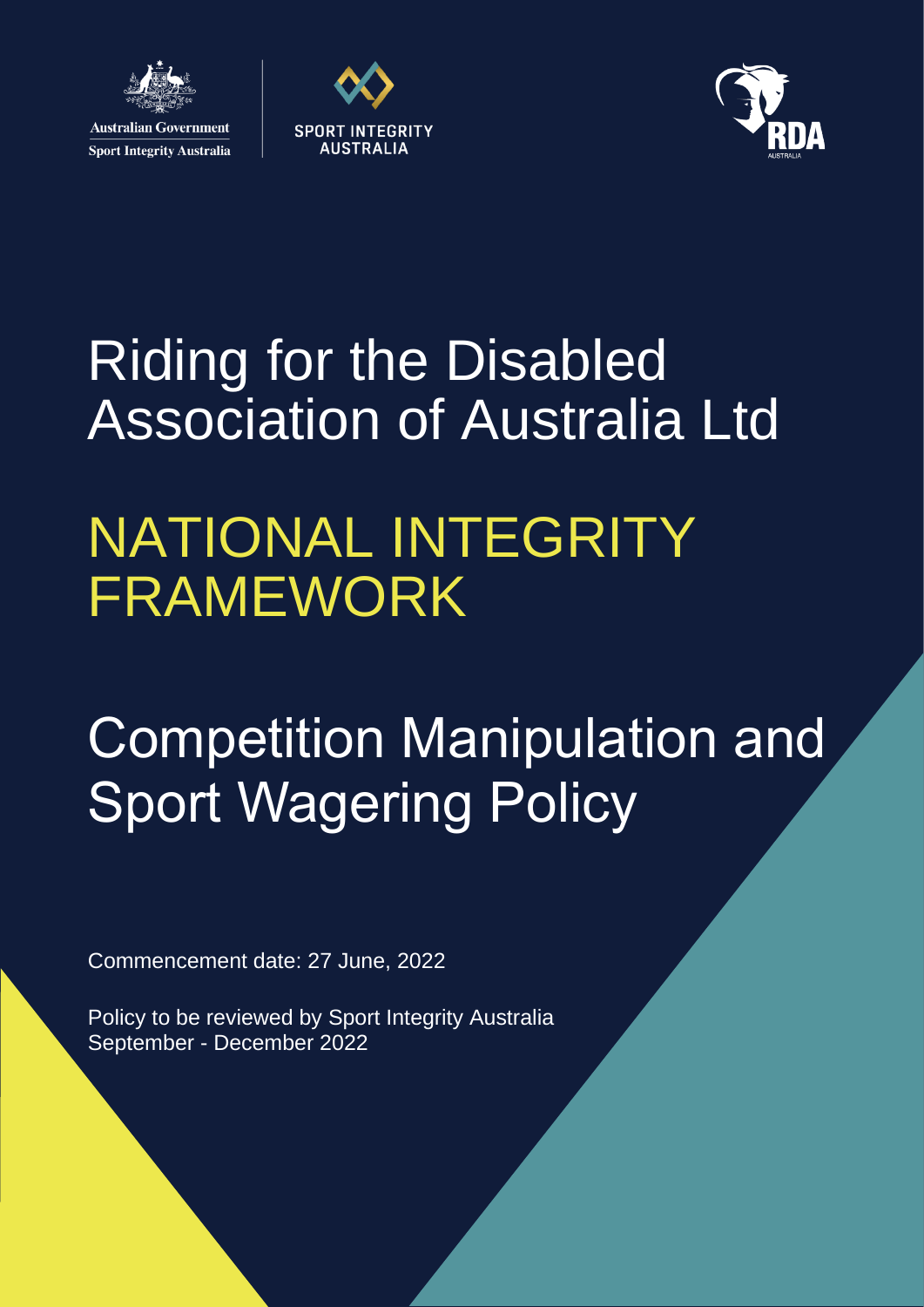Australian Government
Sport Integrity Australia

SPORT INTEGRITY AUSTRALIA

RDA AUSTRALIA

# Riding for the Disabled Association of Australia Ltd

# NATIONAL INTEGRITY FRAMEWORK

# Competition Manipulation and Sport Wagering Policy

Commencement date: 27 June, 2022

Policy to be reviewed by Sport Integrity Australia
September - December 2022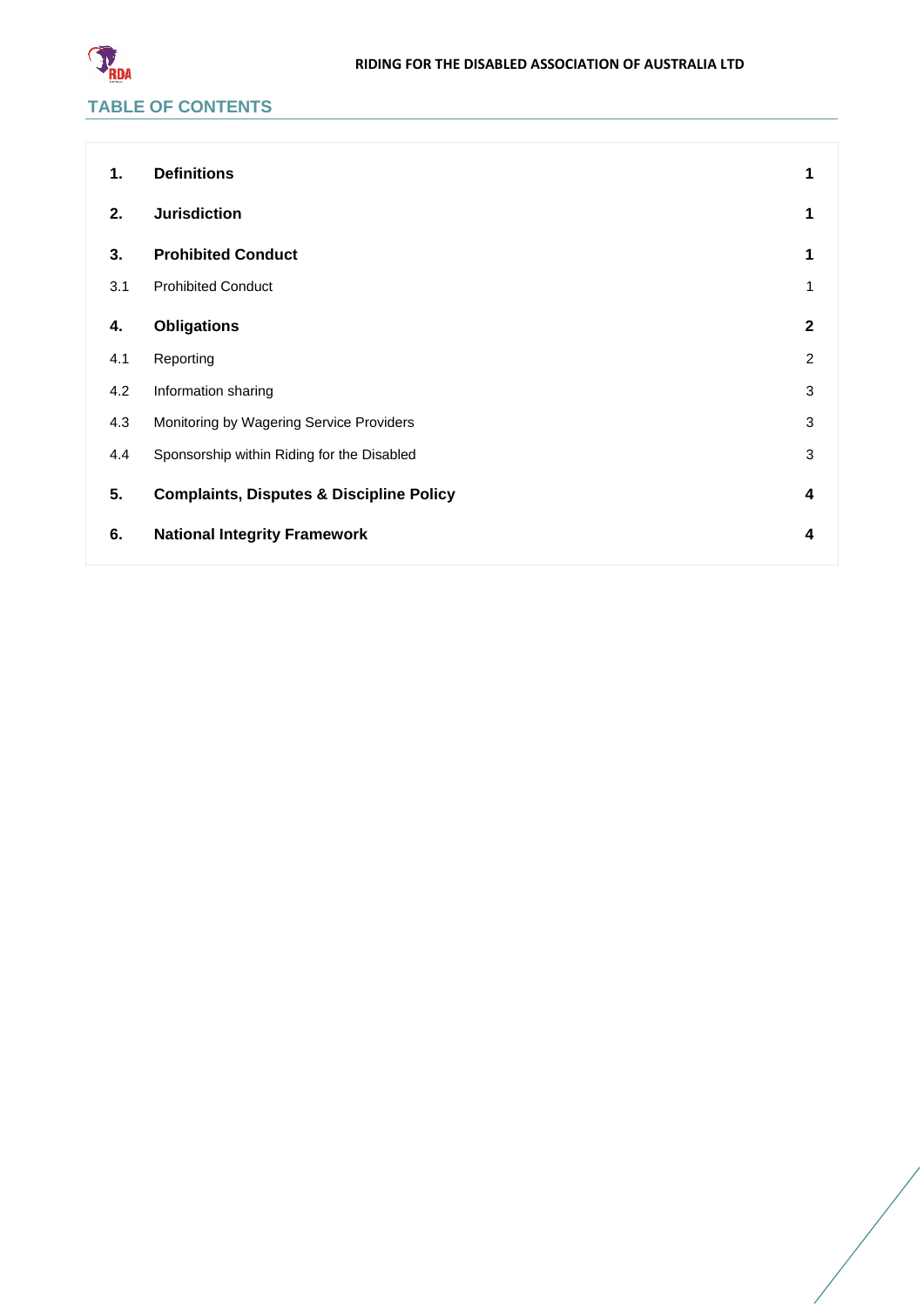## TABLE OF CONTENTS

| | | |
|---|---|---|
| **1.** | **Definitions** | **1** |
| **2.** | **Jurisdiction** | **1** |
| **3.** | **Prohibited Conduct** | **1** |
| 3.1 | Prohibited Conduct | 1 |
| **4.** | **Obligations** | **2** |
| 4.1 | Reporting | 2 |
| 4.2 | Information sharing | 3 |
| 4.3 | Monitoring by Wagering Service Providers | 3 |
| 4.4 | Sponsorship within Riding for the Disabled | 3 |
| **5.** | **Complaints, Disputes & Discipline Policy** | **4** |
| **6.** | **National Integrity Framework** | **4** |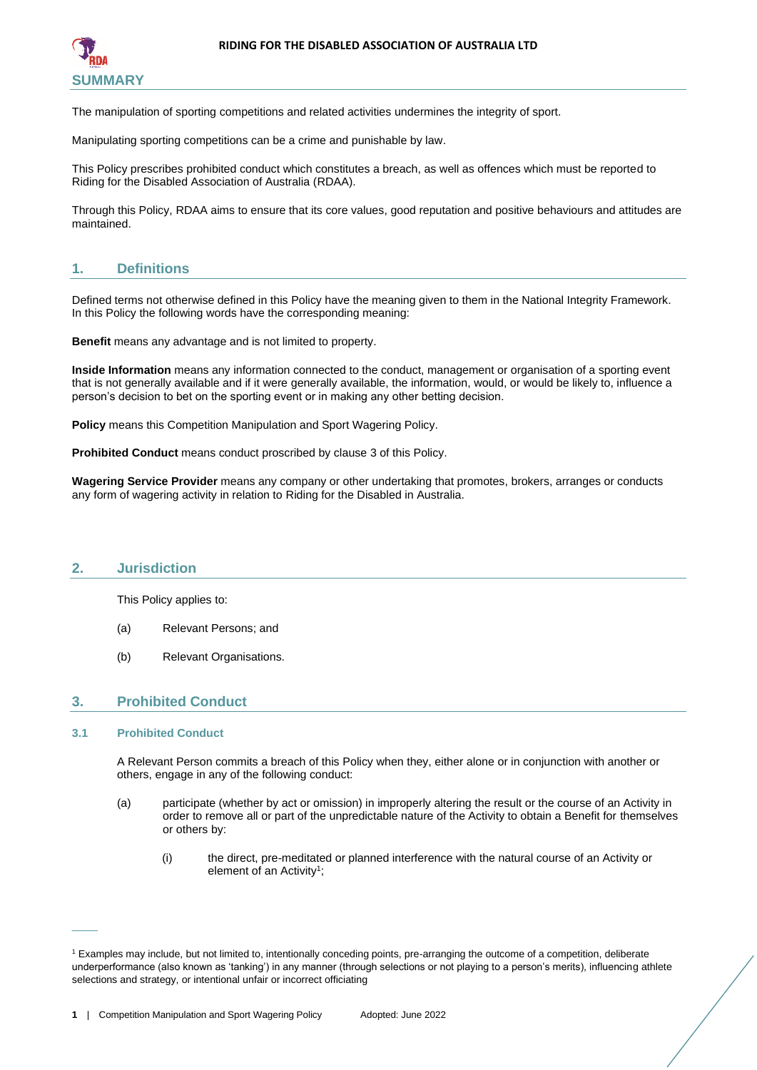## SUMMARY

The manipulation of sporting competitions and related activities undermines the integrity of sport.

Manipulating sporting competitions can be a crime and punishable by law.

This Policy prescribes prohibited conduct which constitutes a breach, as well as offences which must be reported to Riding for the Disabled Association of Australia (RDAA).

Through this Policy, RDAA aims to ensure that its core values, good reputation and positive behaviours and attitudes are maintained.

## 1. Definitions

Defined terms not otherwise defined in this Policy have the meaning given to them in the National Integrity Framework. In this Policy the following words have the corresponding meaning:

**Benefit** means any advantage and is not limited to property.

**Inside Information** means any information connected to the conduct, management or organisation of a sporting event that is not generally available and if it were generally available, the information, would, or would be likely to, influence a person's decision to bet on the sporting event or in making any other betting decision.

**Policy** means this Competition Manipulation and Sport Wagering Policy.

**Prohibited Conduct** means conduct proscribed by clause 3 of this Policy.

**Wagering Service Provider** means any company or other undertaking that promotes, brokers, arranges or conducts any form of wagering activity in relation to Riding for the Disabled in Australia.

## 2. Jurisdiction

This Policy applies to:

(a) Relevant Persons; and

(b) Relevant Organisations.

## 3. Prohibited Conduct

### 3.1 Prohibited Conduct

A Relevant Person commits a breach of this Policy when they, either alone or in conjunction with another or others, engage in any of the following conduct:

(a) participate (whether by act or omission) in improperly altering the result or the course of an Activity in order to remove all or part of the unpredictable nature of the Activity to obtain a Benefit for themselves or others by:

(i) the direct, pre-meditated or planned interference with the natural course of an Activity or element of an Activity[1];

[1] Examples may include, but not limited to, intentionally conceding points, pre-arranging the outcome of a competition, deliberate underperformance (also known as 'tanking') in any manner (through selections or not playing to a person's merits), influencing athlete selections and strategy, or intentional unfair or incorrect officiating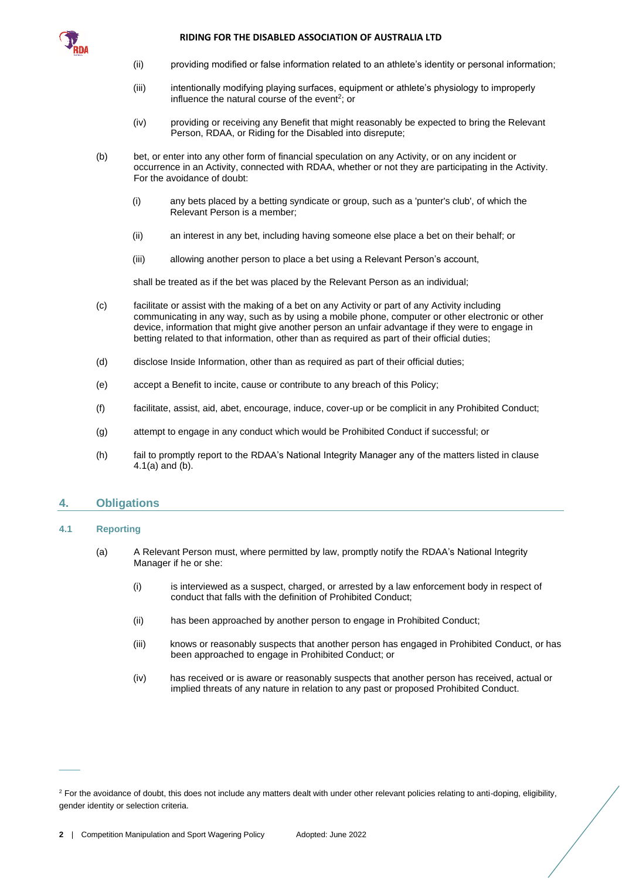(ii) providing modified or false information related to an athlete's identity or personal information;

(iii) intentionally modifying playing surfaces, equipment or athlete's physiology to improperly influence the natural course of the event[2]; or

(iv) providing or receiving any Benefit that might reasonably be expected to bring the Relevant Person, RDAA, or Riding for the Disabled into disrepute;

(b) bet, or enter into any other form of financial speculation on any Activity, or on any incident or occurrence in an Activity, connected with RDAA, whether or not they are participating in the Activity. For the avoidance of doubt:

(i) any bets placed by a betting syndicate or group, such as a 'punter's club', of which the Relevant Person is a member;

(ii) an interest in any bet, including having someone else place a bet on their behalf; or

(iii) allowing another person to place a bet using a Relevant Person's account,

shall be treated as if the bet was placed by the Relevant Person as an individual;

(c) facilitate or assist with the making of a bet on any Activity or part of any Activity including communicating in any way, such as by using a mobile phone, computer or other electronic or other device, information that might give another person an unfair advantage if they were to engage in betting related to that information, other than as required as part of their official duties;

(d) disclose Inside Information, other than as required as part of their official duties;

(e) accept a Benefit to incite, cause or contribute to any breach of this Policy;

(f) facilitate, assist, aid, abet, encourage, induce, cover-up or be complicit in any Prohibited Conduct;

(g) attempt to engage in any conduct which would be Prohibited Conduct if successful; or

(h) fail to promptly report to the RDAA's National Integrity Manager any of the matters listed in clause 4.1(a) and (b).

## 4. Obligations

### 4.1 Reporting

(a) A Relevant Person must, where permitted by law, promptly notify the RDAA's National Integrity Manager if he or she:

(i) is interviewed as a suspect, charged, or arrested by a law enforcement body in respect of conduct that falls with the definition of Prohibited Conduct;

(ii) has been approached by another person to engage in Prohibited Conduct;

(iii) knows or reasonably suspects that another person has engaged in Prohibited Conduct, or has been approached to engage in Prohibited Conduct; or

(iv) has received or is aware or reasonably suspects that another person has received, actual or implied threats of any nature in relation to any past or proposed Prohibited Conduct.

---

[2] For the avoidance of doubt, this does not include any matters dealt with under other relevant policies relating to anti-doping, eligibility, gender identity or selection criteria.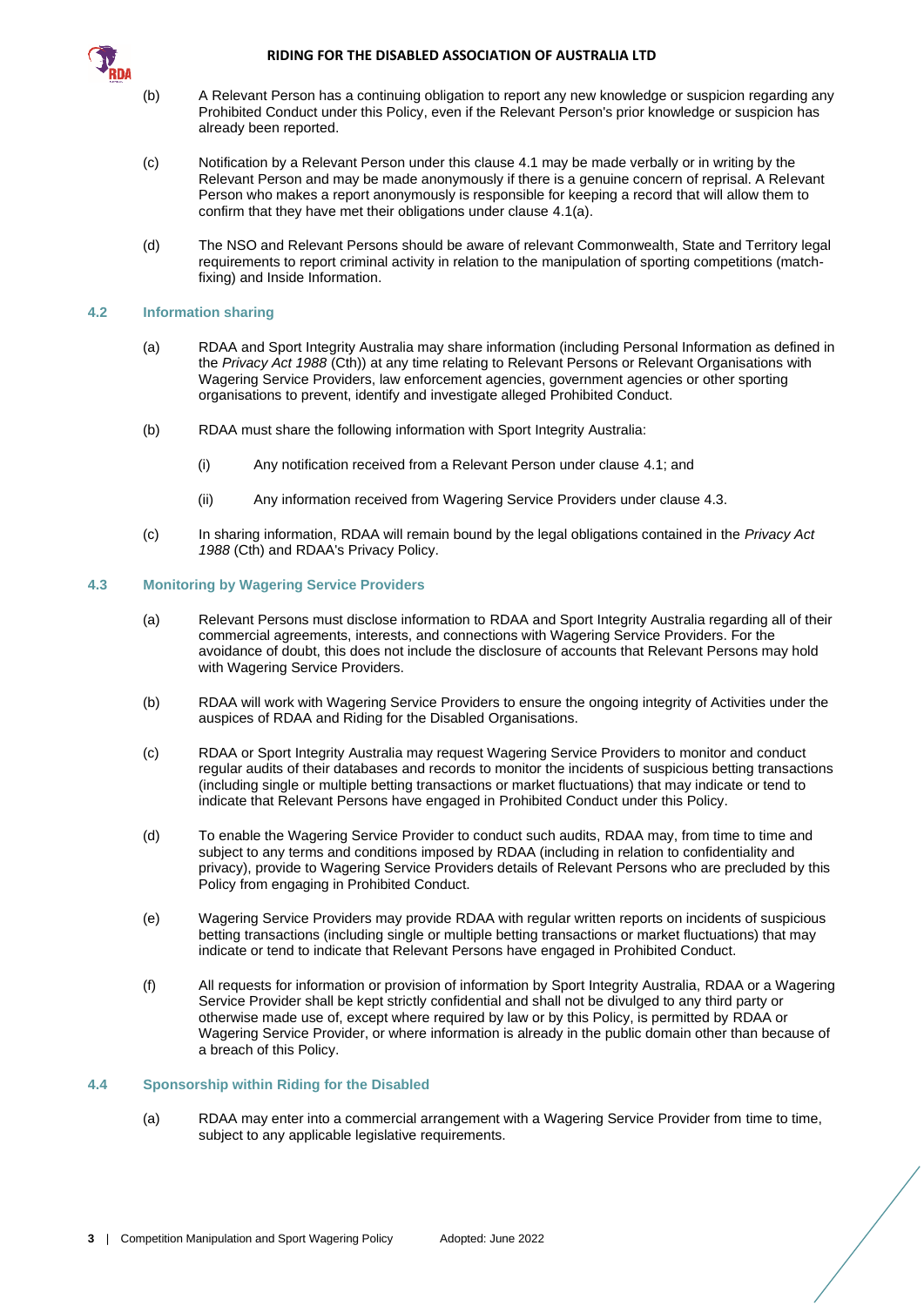(b) A Relevant Person has a continuing obligation to report any new knowledge or suspicion regarding any Prohibited Conduct under this Policy, even if the Relevant Person's prior knowledge or suspicion has already been reported.

(c) Notification by a Relevant Person under this clause 4.1 may be made verbally or in writing by the Relevant Person and may be made anonymously if there is a genuine concern of reprisal. A Relevant Person who makes a report anonymously is responsible for keeping a record that will allow them to confirm that they have met their obligations under clause 4.1(a).

(d) The NSO and Relevant Persons should be aware of relevant Commonwealth, State and Territory legal requirements to report criminal activity in relation to the manipulation of sporting competitions (match-fixing) and Inside Information.

### 4.2 Information sharing

(a) RDAA and Sport Integrity Australia may share information (including Personal Information as defined in the *Privacy Act 1988* (Cth)) at any time relating to Relevant Persons or Relevant Organisations with Wagering Service Providers, law enforcement agencies, government agencies or other sporting organisations to prevent, identify and investigate alleged Prohibited Conduct.

(b) RDAA must share the following information with Sport Integrity Australia:

   (i) Any notification received from a Relevant Person under clause 4.1; and

   (ii) Any information received from Wagering Service Providers under clause 4.3.

(c) In sharing information, RDAA will remain bound by the legal obligations contained in the *Privacy Act 1988* (Cth) and RDAA's Privacy Policy.

### 4.3 Monitoring by Wagering Service Providers

(a) Relevant Persons must disclose information to RDAA and Sport Integrity Australia regarding all of their commercial agreements, interests, and connections with Wagering Service Providers. For the avoidance of doubt, this does not include the disclosure of accounts that Relevant Persons may hold with Wagering Service Providers.

(b) RDAA will work with Wagering Service Providers to ensure the ongoing integrity of Activities under the auspices of RDAA and Riding for the Disabled Organisations.

(c) RDAA or Sport Integrity Australia may request Wagering Service Providers to monitor and conduct regular audits of their databases and records to monitor the incidents of suspicious betting transactions (including single or multiple betting transactions or market fluctuations) that may indicate or tend to indicate that Relevant Persons have engaged in Prohibited Conduct under this Policy.

(d) To enable the Wagering Service Provider to conduct such audits, RDAA may, from time to time and subject to any terms and conditions imposed by RDAA (including in relation to confidentiality and privacy), provide to Wagering Service Providers details of Relevant Persons who are precluded by this Policy from engaging in Prohibited Conduct.

(e) Wagering Service Providers may provide RDAA with regular written reports on incidents of suspicious betting transactions (including single or multiple betting transactions or market fluctuations) that may indicate or tend to indicate that Relevant Persons have engaged in Prohibited Conduct.

(f) All requests for information or provision of information by Sport Integrity Australia, RDAA or a Wagering Service Provider shall be kept strictly confidential and shall not be divulged to any third party or otherwise made use of, except where required by law or by this Policy, is permitted by RDAA or Wagering Service Provider, or where information is already in the public domain other than because of a breach of this Policy.

### 4.4 Sponsorship within Riding for the Disabled

(a) RDAA may enter into a commercial arrangement with a Wagering Service Provider from time to time, subject to any applicable legislative requirements.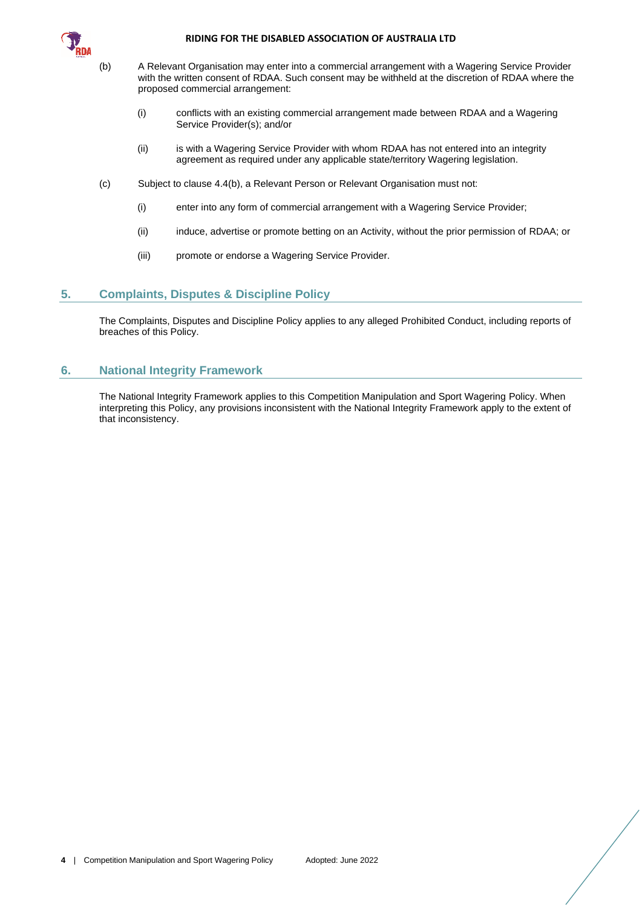(b) A Relevant Organisation may enter into a commercial arrangement with a Wagering Service Provider with the written consent of RDAA. Such consent may be withheld at the discretion of RDAA where the proposed commercial arrangement:

  (i) conflicts with an existing commercial arrangement made between RDAA and a Wagering Service Provider(s); and/or

  (ii) is with a Wagering Service Provider with whom RDAA has not entered into an integrity agreement as required under any applicable state/territory Wagering legislation.

(c) Subject to clause 4.4(b), a Relevant Person or Relevant Organisation must not:

  (i) enter into any form of commercial arrangement with a Wagering Service Provider;

  (ii) induce, advertise or promote betting on an Activity, without the prior permission of RDAA; or

  (iii) promote or endorse a Wagering Service Provider.

## 5. Complaints, Disputes & Discipline Policy

The Complaints, Disputes and Discipline Policy applies to any alleged Prohibited Conduct, including reports of breaches of this Policy.

## 6. National Integrity Framework

The National Integrity Framework applies to this Competition Manipulation and Sport Wagering Policy. When interpreting this Policy, any provisions inconsistent with the National Integrity Framework apply to the extent of that inconsistency.